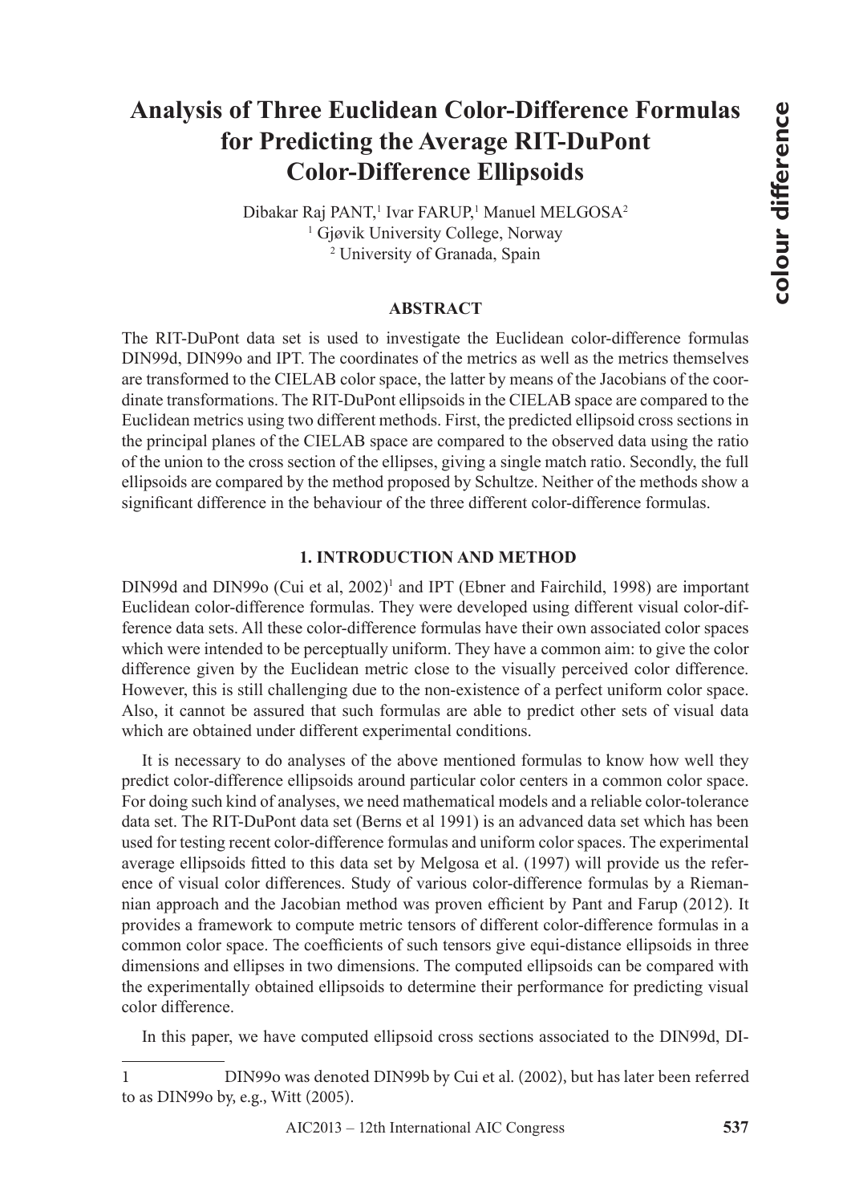# Analysis of Three Euclidean Color-Difference Formulas for Predicting the Average RIT-DuPont Color-Difference Ellipsoids

Dibakar Raj PANT,[1] Ivar FARUP,[1] Manuel MELGOSA[2]

[1] Gjøvik University College, Norway

[2] University of Granada, Spain

### ABSTRACT

The RIT-DuPont data set is used to investigate the Euclidean color-difference formulas DIN99d, DIN99o and IPT. The coordinates of the metrics as well as the metrics themselves are transformed to the CIELAB color space, the latter by means of the Jacobians of the coordinate transformations. The RIT-DuPont ellipsoids in the CIELAB space are compared to the Euclidean metrics using two different methods. First, the predicted ellipsoid cross sections in the principal planes of the CIELAB space are compared to the observed data using the ratio of the union to the cross section of the ellipses, giving a single match ratio. Secondly, the full ellipsoids are compared by the method proposed by Schultze. Neither of the methods show a significant difference in the behaviour of the three different color-difference formulas.

## 1. INTRODUCTION AND METHOD

DIN99d and DIN99o (Cui et al, 2002)[1] and IPT (Ebner and Fairchild, 1998) are important Euclidean color-difference formulas. They were developed using different visual color-difference data sets. All these color-difference formulas have their own associated color spaces which were intended to be perceptually uniform. They have a common aim: to give the color difference given by the Euclidean metric close to the visually perceived color difference. However, this is still challenging due to the non-existence of a perfect uniform color space. Also, it cannot be assured that such formulas are able to predict other sets of visual data which are obtained under different experimental conditions.

It is necessary to do analyses of the above mentioned formulas to know how well they predict color-difference ellipsoids around particular color centers in a common color space. For doing such kind of analyses, we need mathematical models and a reliable color-tolerance data set. The RIT-DuPont data set (Berns et al 1991) is an advanced data set which has been used for testing recent color-difference formulas and uniform color spaces. The experimental average ellipsoids fitted to this data set by Melgosa et al. (1997) will provide us the reference of visual color differences. Study of various color-difference formulas by a Riemannian approach and the Jacobian method was proven efficient by Pant and Farup (2012). It provides a framework to compute metric tensors of different color-difference formulas in a common color space. The coefficients of such tensors give equi-distance ellipsoids in three dimensions and ellipses in two dimensions. The computed ellipsoids can be compared with the experimentally obtained ellipsoids to determine their performance for predicting visual color difference.

In this paper, we have computed ellipsoid cross sections associated to the DIN99d, DI-

---

1 DIN99o was denoted DIN99b by Cui et al. (2002), but has later been referred to as DIN99o by, e.g., Witt (2005).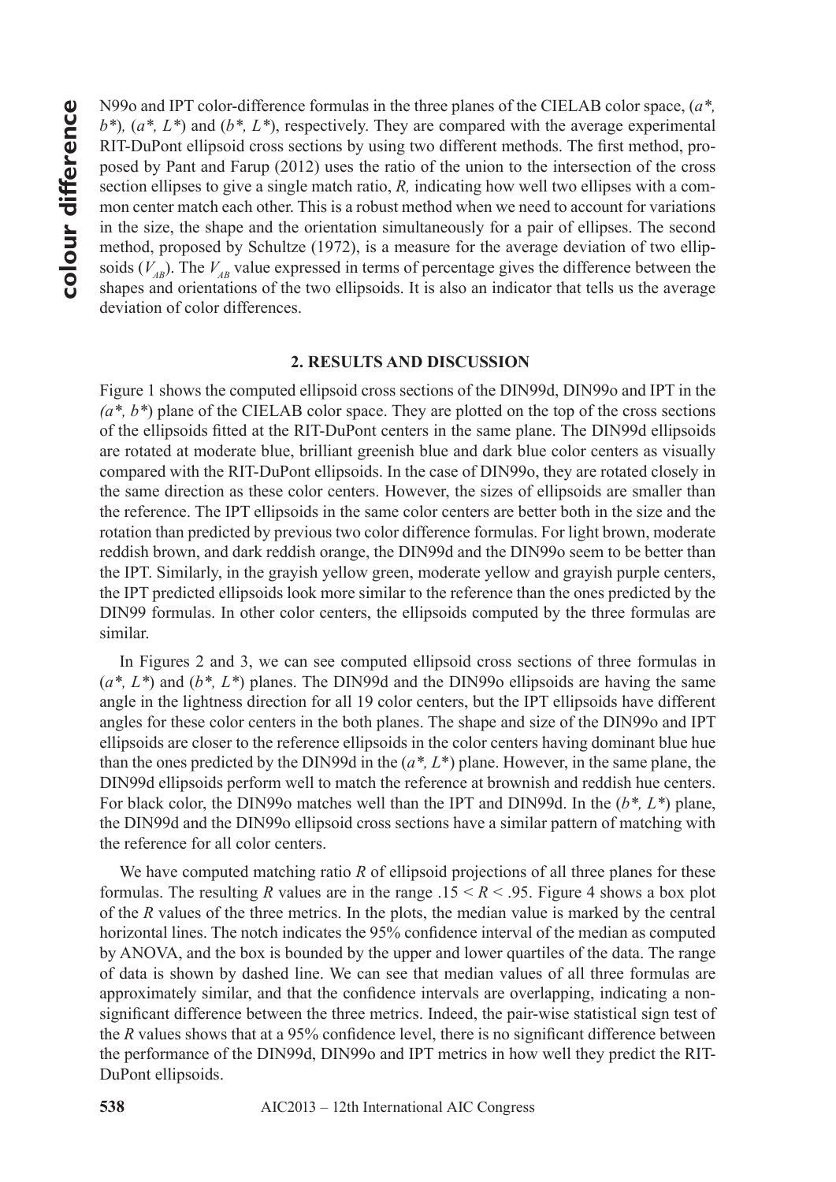N99o and IPT color-difference formulas in the three planes of the CIELAB color space, ($a^*$, $b^*$), ($a^*$, $L^*$) and ($b^*$, $L^*$), respectively. They are compared with the average experimental RIT-DuPont ellipsoid cross sections by using two different methods. The first method, proposed by Pant and Farup (2012) uses the ratio of the union to the intersection of the cross section ellipses to give a single match ratio, $R$, indicating how well two ellipses with a common center match each other. This is a robust method when we need to account for variations in the size, the shape and the orientation simultaneously for a pair of ellipses. The second method, proposed by Schultze (1972), is a measure for the average deviation of two ellipsoids ($V_{AB}$). The $V_{AB}$ value expressed in terms of percentage gives the difference between the shapes and orientations of the two ellipsoids. It is also an indicator that tells us the average deviation of color differences.

## 2. RESULTS AND DISCUSSION

Figure 1 shows the computed ellipsoid cross sections of the DIN99d, DIN99o and IPT in the ($a^*$, $b^*$) plane of the CIELAB color space. They are plotted on the top of the cross sections of the ellipsoids fitted at the RIT-DuPont centers in the same plane. The DIN99d ellipsoids are rotated at moderate blue, brilliant greenish blue and dark blue color centers as visually compared with the RIT-DuPont ellipsoids. In the case of DIN99o, they are rotated closely in the same direction as these color centers. However, the sizes of ellipsoids are smaller than the reference. The IPT ellipsoids in the same color centers are better both in the size and the rotation than predicted by previous two color difference formulas. For light brown, moderate reddish brown, and dark reddish orange, the DIN99d and the DIN99o seem to be better than the IPT. Similarly, in the grayish yellow green, moderate yellow and grayish purple centers, the IPT predicted ellipsoids look more similar to the reference than the ones predicted by the DIN99 formulas. In other color centers, the ellipsoids computed by the three formulas are similar.

In Figures 2 and 3, we can see computed ellipsoid cross sections of three formulas in ($a^*$, $L^*$) and ($b^*$, $L^*$) planes. The DIN99d and the DIN99o ellipsoids are having the same angle in the lightness direction for all 19 color centers, but the IPT ellipsoids have different angles for these color centers in the both planes. The shape and size of the DIN99o and IPT ellipsoids are closer to the reference ellipsoids in the color centers having dominant blue hue than the ones predicted by the DIN99d in the ($a^*$, $L^*$) plane. However, in the same plane, the DIN99d ellipsoids perform well to match the reference at brownish and reddish hue centers. For black color, the DIN99o matches well than the IPT and DIN99d. In the ($b^*$, $L^*$) plane, the DIN99d and the DIN99o ellipsoid cross sections have a similar pattern of matching with the reference for all color centers.

We have computed matching ratio $R$ of ellipsoid projections of all three planes for these formulas. The resulting $R$ values are in the range $.15 < R < .95$. Figure 4 shows a box plot of the $R$ values of the three metrics. In the plots, the median value is marked by the central horizontal lines. The notch indicates the 95% confidence interval of the median as computed by ANOVA, and the box is bounded by the upper and lower quartiles of the data. The range of data is shown by dashed line. We can see that median values of all three formulas are approximately similar, and that the confidence intervals are overlapping, indicating a non-significant difference between the three metrics. Indeed, the pair-wise statistical sign test of the $R$ values shows that at a 95% confidence level, there is no significant difference between the performance of the DIN99d, DIN99o and IPT metrics in how well they predict the RIT-DuPont ellipsoids.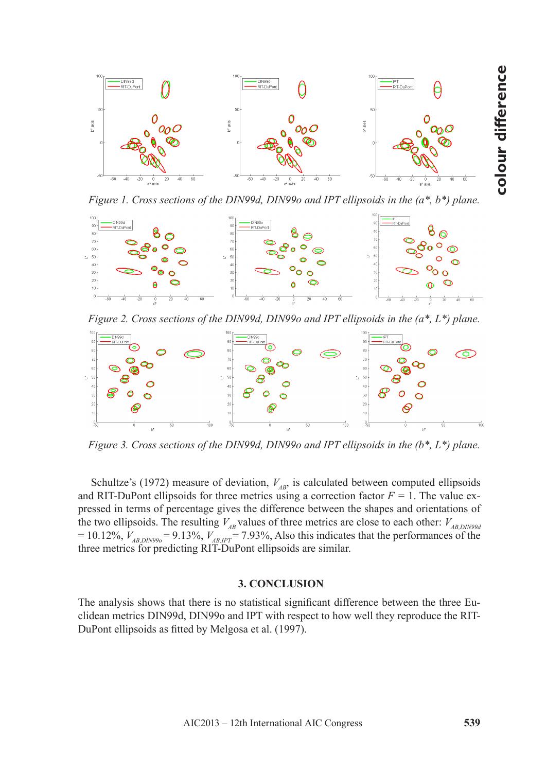Figure 1. Cross sections of the DIN99d, DIN99o and IPT ellipsoids in the ($a^*$, $b^*$) plane.

Figure 2. Cross sections of the DIN99d, DIN99o and IPT ellipsoids in the ($a^*$, $L^*$) plane.

Figure 3. Cross sections of the DIN99d, DIN99o and IPT ellipsoids in the ($b^*$, $L^*$) plane.

Schultze's (1972) measure of deviation, $V_{AB}$, is calculated between computed ellipsoids and RIT-DuPont ellipsoids for three metrics using a correction factor $F = 1$. The value expressed in terms of percentage gives the difference between the shapes and orientations of the two ellipsoids. The resulting $V_{AB}$ values of three metrics are close to each other: $V_{AB,DIN99d} = 10.12\%$, $V_{AB,DIN99o} = 9.13\%$, $V_{AB,IPT} = 7.93\%$, Also this indicates that the performances of the three metrics for predicting RIT-DuPont ellipsoids are similar.

## 3. CONCLUSION

The analysis shows that there is no statistical significant difference between the three Euclidean metrics DIN99d, DIN99o and IPT with respect to how well they reproduce the RIT-DuPont ellipsoids as fitted by Melgosa et al. (1997).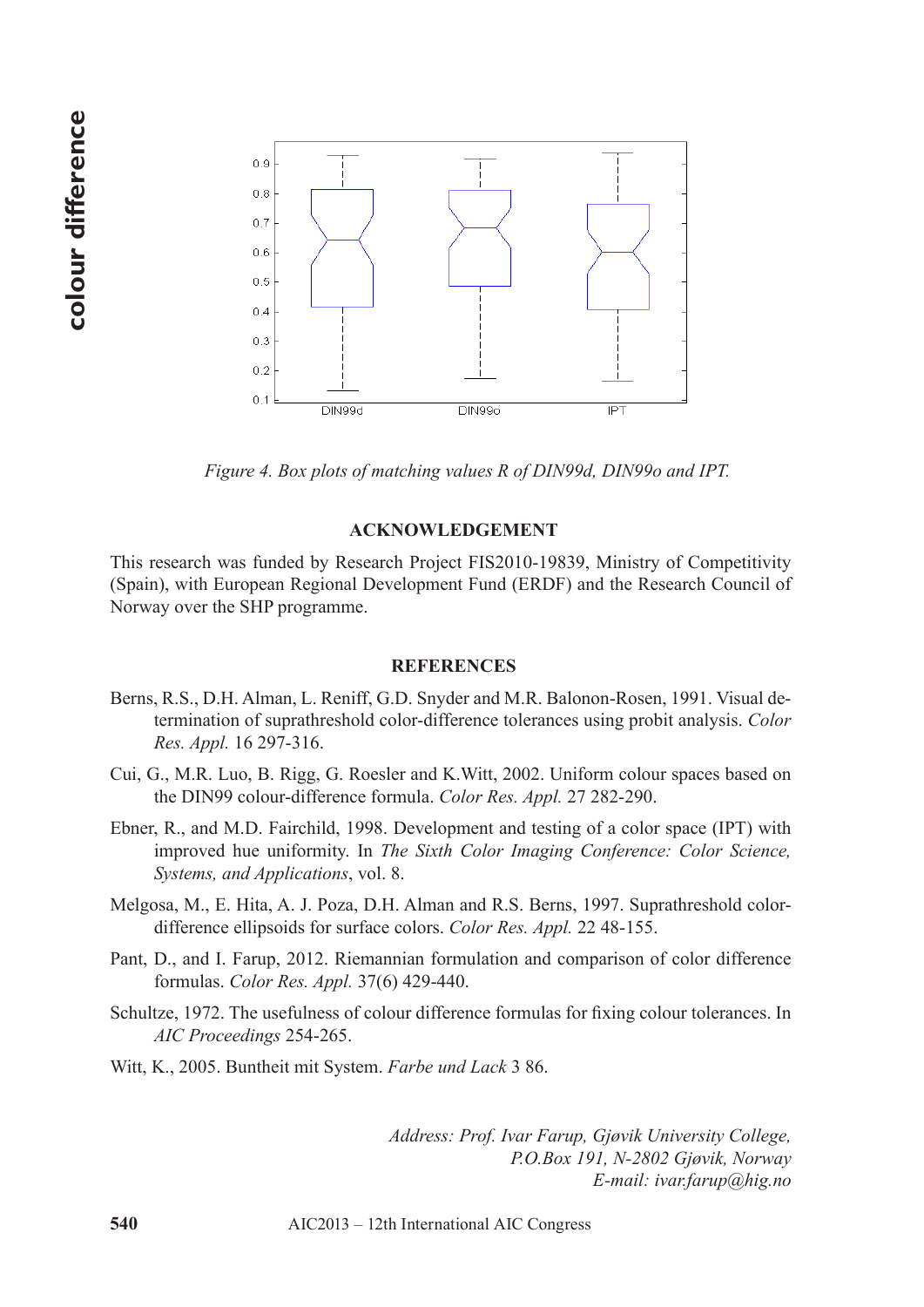0.9
0.8
0.7
0.6
0.5
0.4
0.3
0.2
0.1

DIN99d DIN99o IPT

*Figure 4. Box plots of matching values R of DIN99d, DIN99o and IPT.*

## ACKNOWLEDGEMENT

This research was funded by Research Project FIS2010-19839, Ministry of Competitivity (Spain), with European Regional Development Fund (ERDF) and the Research Council of Norway over the SHP programme.

## REFERENCES

Berns, R.S., D.H. Alman, L. Reniff, G.D. Snyder and M.R. Balonon-Rosen, 1991. Visual determination of suprathreshold color-difference tolerances using probit analysis. *Color Res. Appl.* 16 297-316.

Cui, G., M.R. Luo, B. Rigg, G. Roesler and K.Witt, 2002. Uniform colour spaces based on the DIN99 colour-difference formula. *Color Res. Appl.* 27 282-290.

Ebner, R., and M.D. Fairchild, 1998. Development and testing of a color space (IPT) with improved hue uniformity. In *The Sixth Color Imaging Conference: Color Science, Systems, and Applications*, vol. 8.

Melgosa, M., E. Hita, A. J. Poza, D.H. Alman and R.S. Berns, 1997. Suprathreshold color-difference ellipsoids for surface colors. *Color Res. Appl.* 22 48-155.

Pant, D., and I. Farup, 2012. Riemannian formulation and comparison of color difference formulas. *Color Res. Appl.* 37(6) 429-440.

Schultze, 1972. The usefulness of colour difference formulas for fixing colour tolerances. In *AIC Proceedings* 254-265.

Witt, K., 2005. Buntheit mit System. *Farbe und Lack* 3 86.

*Address: Prof. Ivar Farup, Gjøvik University College,*
*P.O.Box 191, N-2802 Gjøvik, Norway*
*E-mail: ivar.farup@hig.no*